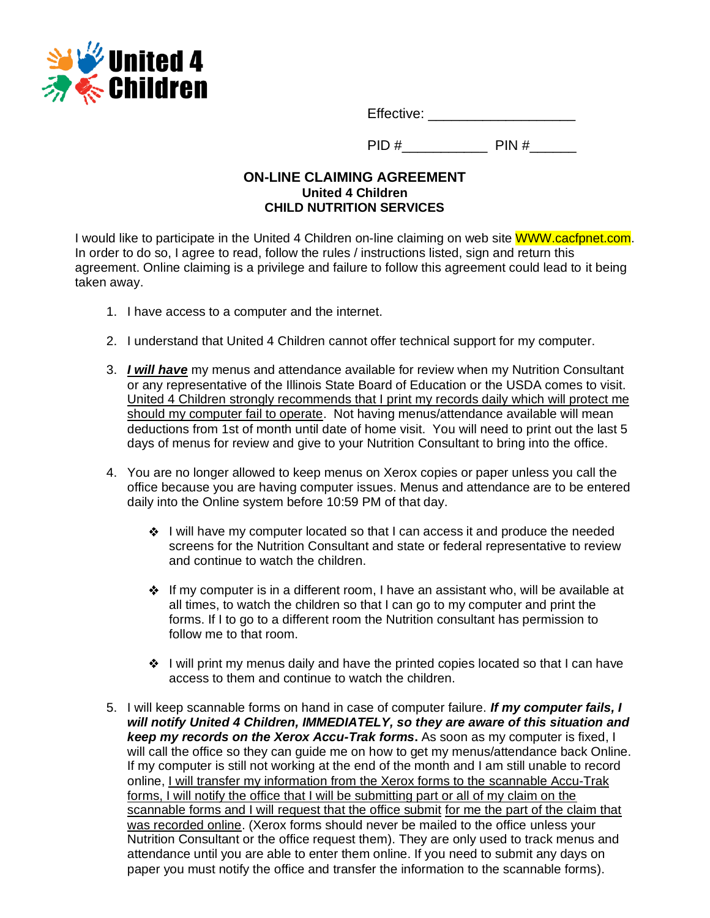United 4 Children

Effective: ___________________

PID #___________ PIN #______

## ON-LINE CLAIMING AGREEMENT
### United 4 Children
### CHILD NUTRITION SERVICES

I would like to participate in the United 4 Children on-line claiming on web site WWW.cacfpnet.com. In order to do so, I agree to read, follow the rules / instructions listed, sign and return this agreement. Online claiming is a privilege and failure to follow this agreement could lead to it being taken away.

1. I have access to a computer and the internet.

2. I understand that United 4 Children cannot offer technical support for my computer.

3. ***I will have*** my menus and attendance available for review when my Nutrition Consultant or any representative of the Illinois State Board of Education or the USDA comes to visit. United 4 Children strongly recommends that I print my records daily which will protect me should my computer fail to operate. Not having menus/attendance available will mean deductions from 1st of month until date of home visit. You will need to print out the last 5 days of menus for review and give to your Nutrition Consultant to bring into the office.

4. You are no longer allowed to keep menus on Xerox copies or paper unless you call the office because you are having computer issues. Menus and attendance are to be entered daily into the Online system before 10:59 PM of that day.

   - I will have my computer located so that I can access it and produce the needed screens for the Nutrition Consultant and state or federal representative to review and continue to watch the children.

   - If my computer is in a different room, I have an assistant who, will be available at all times, to watch the children so that I can go to my computer and print the forms. If I to go to a different room the Nutrition consultant has permission to follow me to that room.

   - I will print my menus daily and have the printed copies located so that I can have access to them and continue to watch the children.

5. I will keep scannable forms on hand in case of computer failure. ***If my computer fails, I will notify United 4 Children, IMMEDIATELY, so they are aware of this situation and keep my records on the Xerox Accu-Trak forms*.** As soon as my computer is fixed, I will call the office so they can guide me on how to get my menus/attendance back Online. If my computer is still not working at the end of the month and I am still unable to record online, I will transfer my information from the Xerox forms to the scannable Accu-Trak forms, I will notify the office that I will be submitting part or all of my claim on the scannable forms and I will request that the office submit for me the part of the claim that was recorded online. (Xerox forms should never be mailed to the office unless your Nutrition Consultant or the office request them). They are only used to track menus and attendance until you are able to enter them online. If you need to submit any days on paper you must notify the office and transfer the information to the scannable forms).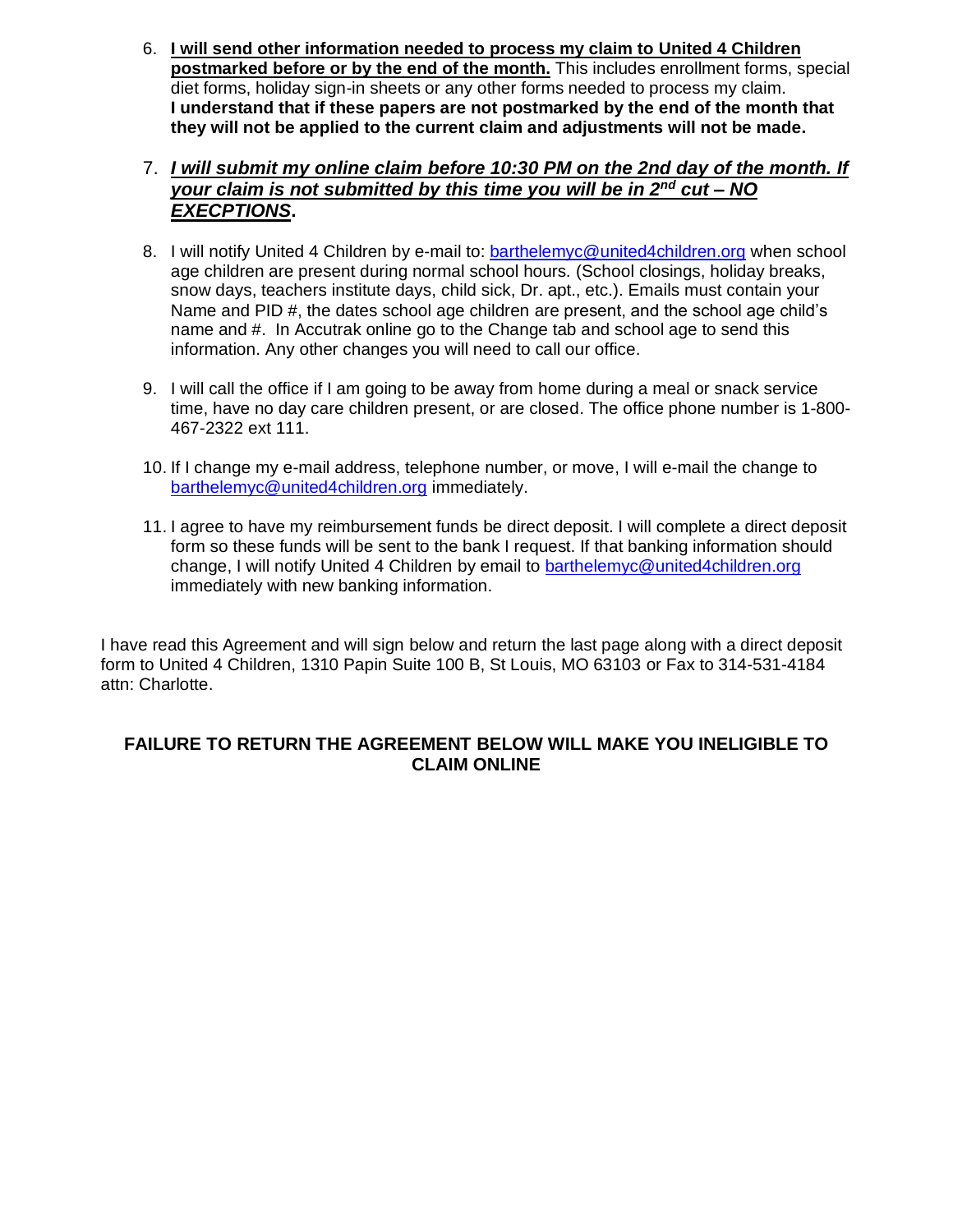6. **I will send other information needed to process my claim to United 4 Children postmarked before or by the end of the month.** This includes enrollment forms, special diet forms, holiday sign-in sheets or any other forms needed to process my claim. **I understand that if these papers are not postmarked by the end of the month that they will not be applied to the current claim and adjustments will not be made.**

7. ***I will submit my online claim before 10:30 PM on the 2nd day of the month. If your claim is not submitted by this time you will be in 2nd cut – NO EXECPTIONS*.**

8. I will notify United 4 Children by e-mail to: barthelemyc@united4children.org when school age children are present during normal school hours. (School closings, holiday breaks, snow days, teachers institute days, child sick, Dr. apt., etc.). Emails must contain your Name and PID #, the dates school age children are present, and the school age child's name and #. In Accutrak online go to the Change tab and school age to send this information. Any other changes you will need to call our office.

9. I will call the office if I am going to be away from home during a meal or snack service time, have no day care children present, or are closed. The office phone number is 1-800-467-2322 ext 111.

10. If I change my e-mail address, telephone number, or move, I will e-mail the change to barthelemyc@united4children.org immediately.

11. I agree to have my reimbursement funds be direct deposit. I will complete a direct deposit form so these funds will be sent to the bank I request. If that banking information should change, I will notify United 4 Children by email to barthelemyc@united4children.org immediately with new banking information.

I have read this Agreement and will sign below and return the last page along with a direct deposit form to United 4 Children, 1310 Papin Suite 100 B, St Louis, MO 63103 or Fax to 314-531-4184 attn: Charlotte.

**FAILURE TO RETURN THE AGREEMENT BELOW WILL MAKE YOU INELIGIBLE TO CLAIM ONLINE**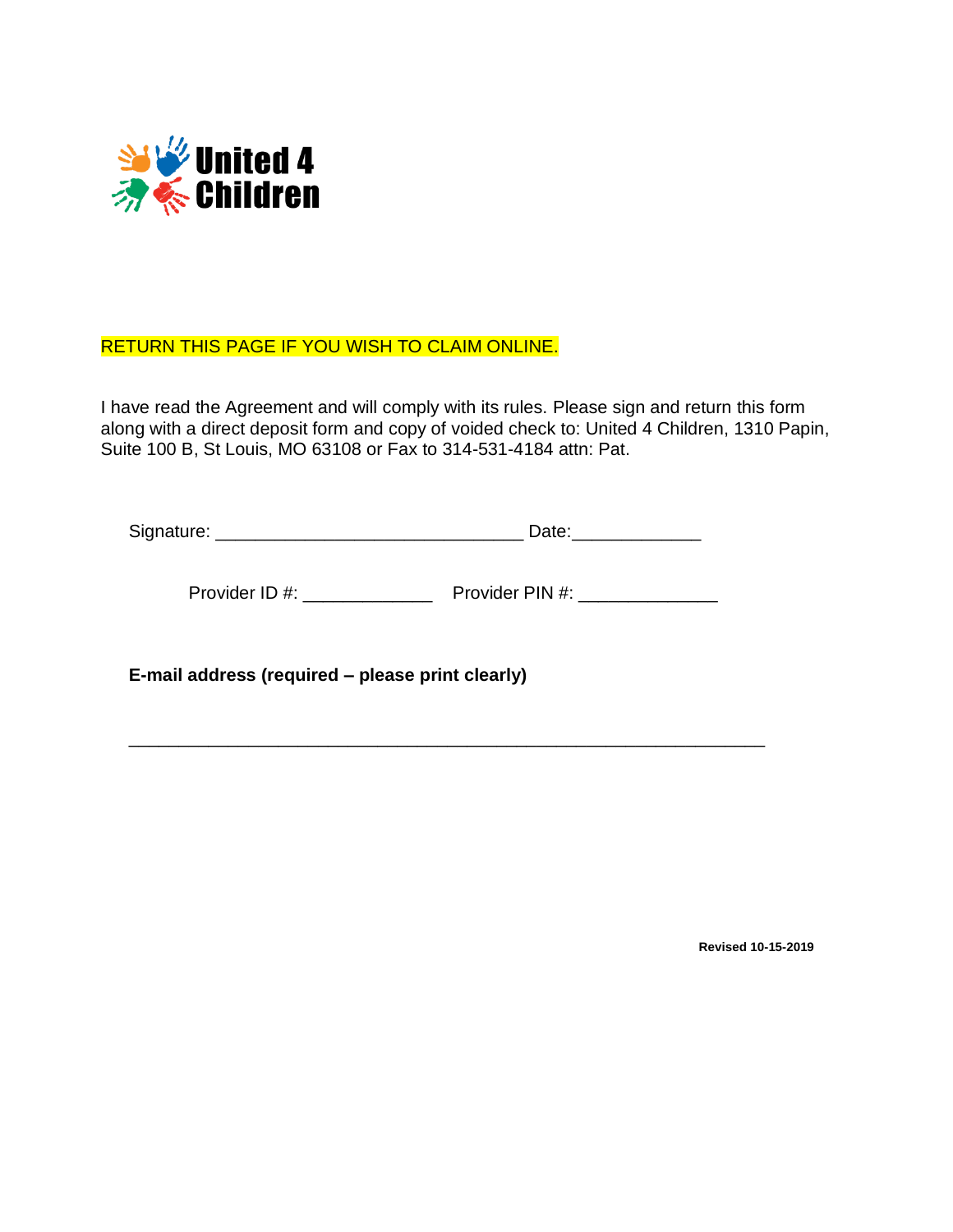United 4 Children

RETURN THIS PAGE IF YOU WISH TO CLAIM ONLINE.

I have read the Agreement and will comply with its rules. Please sign and return this form along with a direct deposit form and copy of voided check to: United 4 Children, 1310 Papin, Suite 100 B, St Louis, MO 63108 or Fax to 314-531-4184 attn: Pat.

Signature: ______________________________ Date:_____________

Provider ID #: _____________ Provider PIN #: ______________

**E-mail address (required – please print clearly)**

______________________________________________________________

**Revised 10-15-2019**